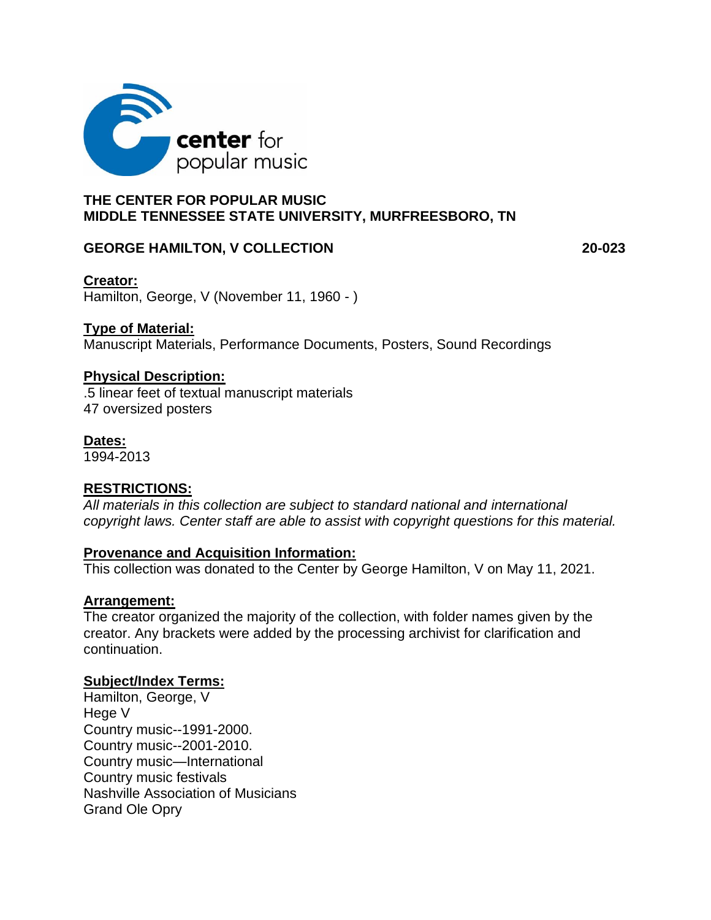center for popular music

**THE CENTER FOR POPULAR MUSIC**
**MIDDLE TENNESSEE STATE UNIVERSITY, MURFREESBORO, TN**

**GEORGE HAMILTON, V COLLECTION** **20-023**

**Creator:**
Hamilton, George, V (November 11, 1960 - )

**Type of Material:**
Manuscript Materials, Performance Documents, Posters, Sound Recordings

**Physical Description:**
.5 linear feet of textual manuscript materials
47 oversized posters

**Dates:**
1994-2013

**RESTRICTIONS:**
*All materials in this collection are subject to standard national and international copyright laws. Center staff are able to assist with copyright questions for this material.*

**Provenance and Acquisition Information:**
This collection was donated to the Center by George Hamilton, V on May 11, 2021.

**Arrangement:**
The creator organized the majority of the collection, with folder names given by the creator. Any brackets were added by the processing archivist for clarification and continuation.

**Subject/Index Terms:**
Hamilton, George, V
Hege V
Country music--1991-2000.
Country music--2001-2010.
Country music—International
Country music festivals
Nashville Association of Musicians
Grand Ole Opry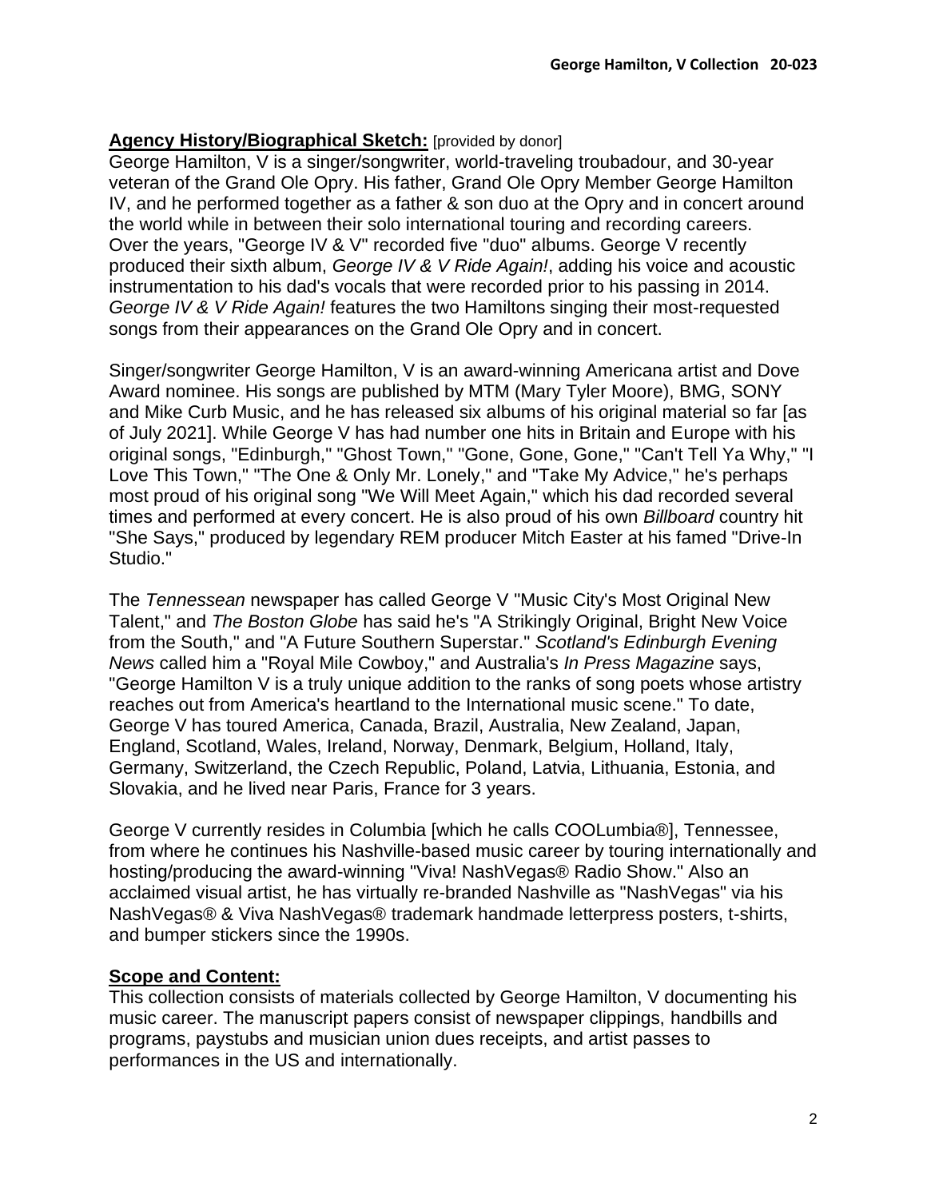## **Agency History/Biographical Sketch:** [provided by donor]

George Hamilton, V is a singer/songwriter, world-traveling troubadour, and 30-year veteran of the Grand Ole Opry. His father, Grand Ole Opry Member George Hamilton IV, and he performed together as a father & son duo at the Opry and in concert around the world while in between their solo international touring and recording careers. Over the years, "George IV & V" recorded five "duo" albums. George V recently produced their sixth album, *George IV & V Ride Again!*, adding his voice and acoustic instrumentation to his dad's vocals that were recorded prior to his passing in 2014. *George IV & V Ride Again!* features the two Hamiltons singing their most-requested songs from their appearances on the Grand Ole Opry and in concert.

Singer/songwriter George Hamilton, V is an award-winning Americana artist and Dove Award nominee. His songs are published by MTM (Mary Tyler Moore), BMG, SONY and Mike Curb Music, and he has released six albums of his original material so far [as of July 2021]. While George V has had number one hits in Britain and Europe with his original songs, "Edinburgh," "Ghost Town," "Gone, Gone, Gone," "Can't Tell Ya Why," "I Love This Town," "The One & Only Mr. Lonely," and "Take My Advice," he's perhaps most proud of his original song "We Will Meet Again," which his dad recorded several times and performed at every concert. He is also proud of his own *Billboard* country hit "She Says," produced by legendary REM producer Mitch Easter at his famed "Drive-In Studio."

The *Tennessean* newspaper has called George V "Music City's Most Original New Talent," and *The Boston Globe* has said he's "A Strikingly Original, Bright New Voice from the South," and "A Future Southern Superstar." *Scotland's Edinburgh Evening News* called him a "Royal Mile Cowboy," and Australia's *In Press Magazine* says, "George Hamilton V is a truly unique addition to the ranks of song poets whose artistry reaches out from America's heartland to the International music scene." To date, George V has toured America, Canada, Brazil, Australia, New Zealand, Japan, England, Scotland, Wales, Ireland, Norway, Denmark, Belgium, Holland, Italy, Germany, Switzerland, the Czech Republic, Poland, Latvia, Lithuania, Estonia, and Slovakia, and he lived near Paris, France for 3 years.

George V currently resides in Columbia [which he calls COOLumbia®], Tennessee, from where he continues his Nashville-based music career by touring internationally and hosting/producing the award-winning "Viva! NashVegas® Radio Show." Also an acclaimed visual artist, he has virtually re-branded Nashville as "NashVegas" via his NashVegas® & Viva NashVegas® trademark handmade letterpress posters, t-shirts, and bumper stickers since the 1990s.

## **Scope and Content:**

This collection consists of materials collected by George Hamilton, V documenting his music career. The manuscript papers consist of newspaper clippings, handbills and programs, paystubs and musician union dues receipts, and artist passes to performances in the US and internationally.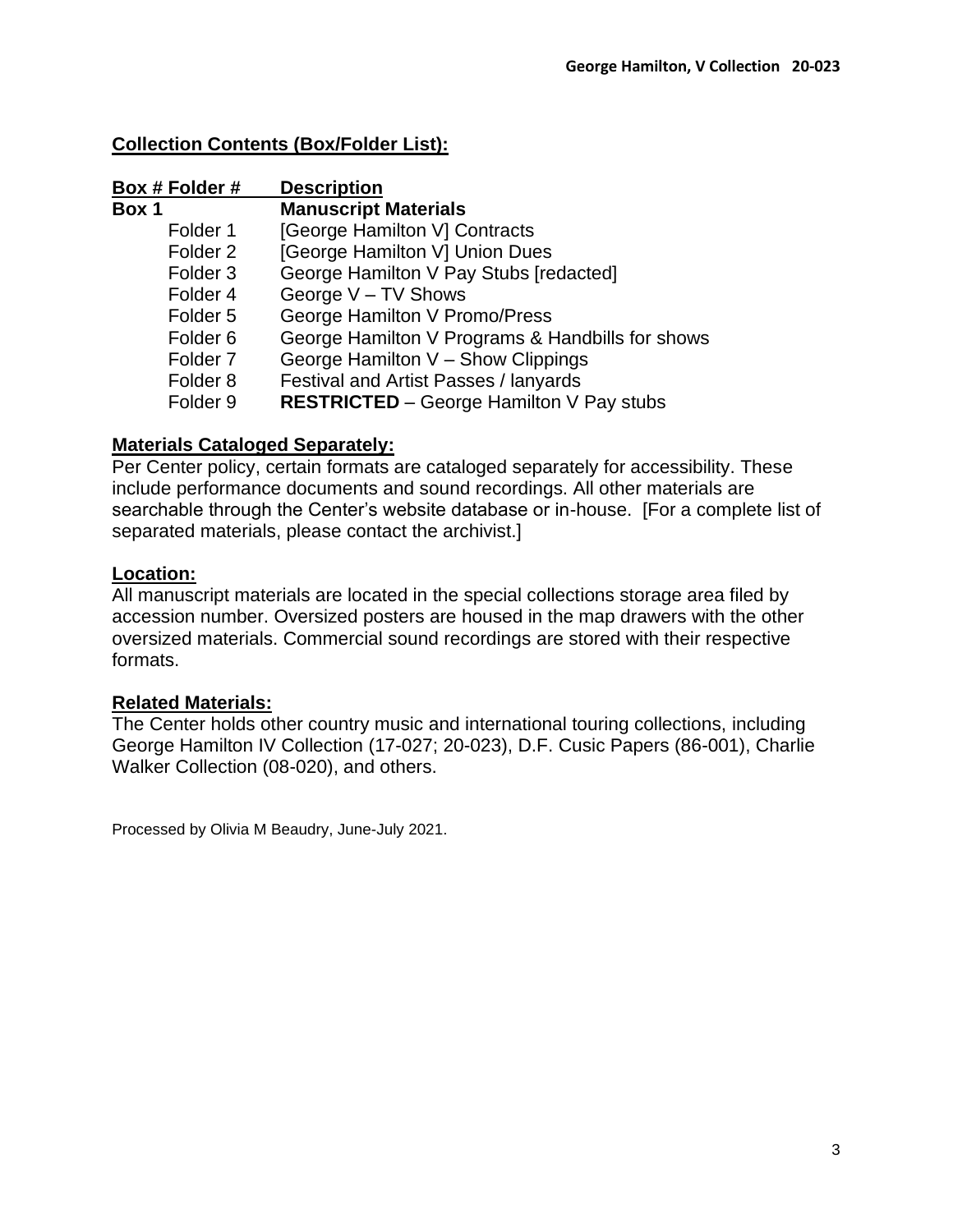## Collection Contents (Box/Folder List):

| Box # Folder # | Description |
| --- | --- |
| **Box 1** | **Manuscript Materials** |
| Folder 1 | [George Hamilton V] Contracts |
| Folder 2 | [George Hamilton V] Union Dues |
| Folder 3 | George Hamilton V Pay Stubs [redacted] |
| Folder 4 | George V – TV Shows |
| Folder 5 | George Hamilton V Promo/Press |
| Folder 6 | George Hamilton V Programs & Handbills for shows |
| Folder 7 | George Hamilton V – Show Clippings |
| Folder 8 | Festival and Artist Passes / lanyards |
| Folder 9 | **RESTRICTED** – George Hamilton V Pay stubs |

## Materials Cataloged Separately:

Per Center policy, certain formats are cataloged separately for accessibility. These include performance documents and sound recordings. All other materials are searchable through the Center's website database or in-house. [For a complete list of separated materials, please contact the archivist.]

## Location:

All manuscript materials are located in the special collections storage area filed by accession number. Oversized posters are housed in the map drawers with the other oversized materials. Commercial sound recordings are stored with their respective formats.

## Related Materials:

The Center holds other country music and international touring collections, including George Hamilton IV Collection (17-027; 20-023), D.F. Cusic Papers (86-001), Charlie Walker Collection (08-020), and others.

Processed by Olivia M Beaudry, June-July 2021.